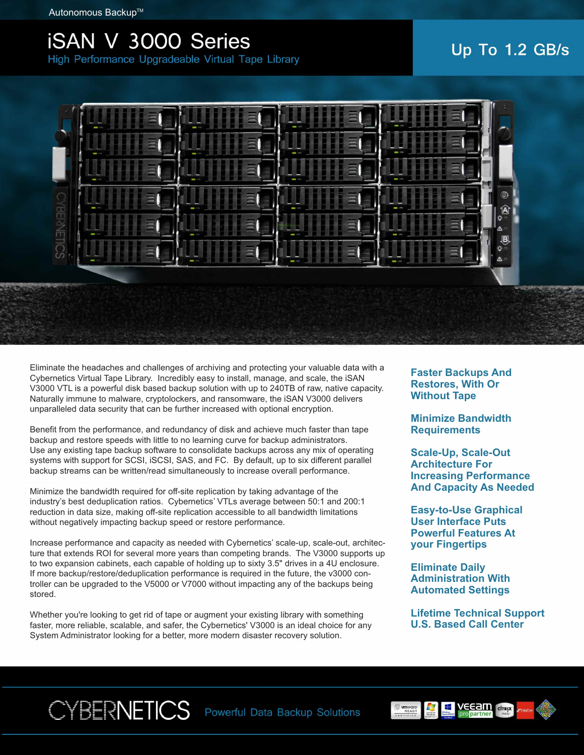Autonomous Backup™

# iSAN V 3000 Series

## High Performance Upgradeable Virtual Tape Library

**Up To 1.2 GB/s**

Eliminate the headaches and challenges of archiving and protecting your valuable data with a Cybernetics Virtual Tape Library. Incredibly easy to install, manage, and scale, the iSAN V3000 VTL is a powerful disk based backup solution with up to 240TB of raw, native capacity. Naturally immune to malware, cryptolockers, and ransomware, the iSAN V3000 delivers unparalleled data security that can be further increased with optional encryption.

Benefit from the performance, and redundancy of disk and achieve much faster than tape backup and restore speeds with little to no learning curve for backup administrators. Use any existing tape backup software to consolidate backups across any mix of operating systems with support for SCSI, iSCSI, SAS, and FC. By default, up to six different parallel backup streams can be written/read simultaneously to increase overall performance.

Minimize the bandwidth required for off-site replication by taking advantage of the industry's best deduplication ratios. Cybernetics' VTLs average between 50:1 and 200:1 reduction in data size, making off-site replication accessible to all bandwidth limitations without negatively impacting backup speed or restore performance.

Increase performance and capacity as needed with Cybernetics' scale-up, scale-out, architecture that extends ROI for several more years than competing brands. The V3000 supports up to two expansion cabinets, each capable of holding up to sixty 3.5" drives in a 4U enclosure. If more backup/restore/deduplication performance is required in the future, the v3000 controller can be upgraded to the V5000 or V7000 without impacting any of the backups being stored.

Whether you're looking to get rid of tape or augment your existing library with something faster, more reliable, scalable, and safer, the Cybernetics' V3000 is an ideal choice for any System Administrator looking for a better, more modern disaster recovery solution.

**Faster Backups And Restores, With Or Without Tape**

**Minimize Bandwidth Requirements**

**Scale-Up, Scale-Out Architecture For Increasing Performance And Capacity As Needed**

**Easy-to-Use Graphical User Interface Puts Powerful Features At your Fingertips**

**Eliminate Daily Administration With Automated Settings**

**Lifetime Technical Support U.S. Based Call Center**

CYBERNETICS Powerful Data Backup Solutions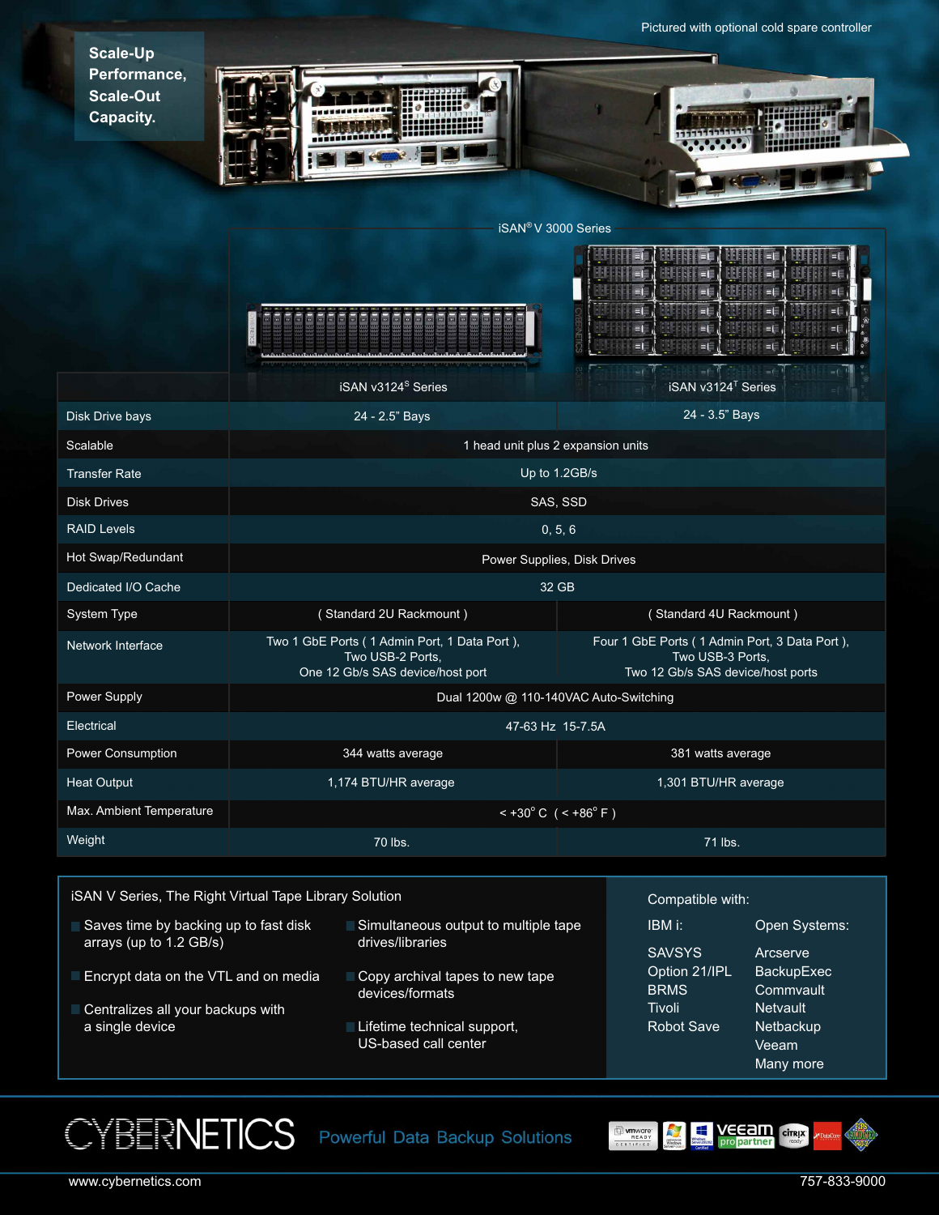**Scale-Up Performance, Scale-Out Capacity.**

Pictured with optional cold spare controller

iSAN® V 3000 Series

| | iSAN v3124[S] Series | iSAN v3124[T] Series |
|---|---|---|
| Disk Drive bays | 24 - 2.5" Bays | 24 - 3.5" Bays |
| Scalable | 1 head unit plus 2 expansion units | |
| Transfer Rate | Up to 1.2GB/s | |
| Disk Drives | SAS, SSD | |
| RAID Levels | 0, 5, 6 | |
| Hot Swap/Redundant | Power Supplies, Disk Drives | |
| Dedicated I/O Cache | 32 GB | |
| System Type | ( Standard 2U Rackmount ) | ( Standard 4U Rackmount ) |
| Network Interface | Two 1 GbE Ports ( 1 Admin Port, 1 Data Port ), Two USB-2 Ports, One 12 Gb/s SAS device/host port | Four 1 GbE Ports ( 1 Admin Port, 3 Data Port ), Two USB-3 Ports, Two 12 Gb/s SAS device/host ports |
| Power Supply | Dual 1200w @ 110-140VAC Auto-Switching | |
| Electrical | 47-63 Hz 15-7.5A | |
| Power Consumption | 344 watts average | 381 watts average |
| Heat Output | 1,174 BTU/HR average | 1,301 BTU/HR average |
| Max. Ambient Temperature | < +30° C ( < +86° F ) | |
| Weight | 70 lbs. | 71 lbs. |

## iSAN V Series, The Right Virtual Tape Library Solution

- Saves time by backing up to fast disk arrays (up to 1.2 GB/s)
- Encrypt data on the VTL and on media
- Centralizes all your backups with a single device
- Simultaneous output to multiple tape drives/libraries
- Copy archival tapes to new tape devices/formats
- Lifetime technical support, US-based call center

**Compatible with:**

| IBM i: | Open Systems: |
|---|---|
| SAVSYS | Arcserve |
| Option 21/IPL | BackupExec |
| BRMS | Commvault |
| Tivoli | Netvault |
| Robot Save | Netbackup |
| | Veeam |
| | Many more |

CYBERNETICS Powerful Data Backup Solutions

www.cybernetics.com

757-833-9000